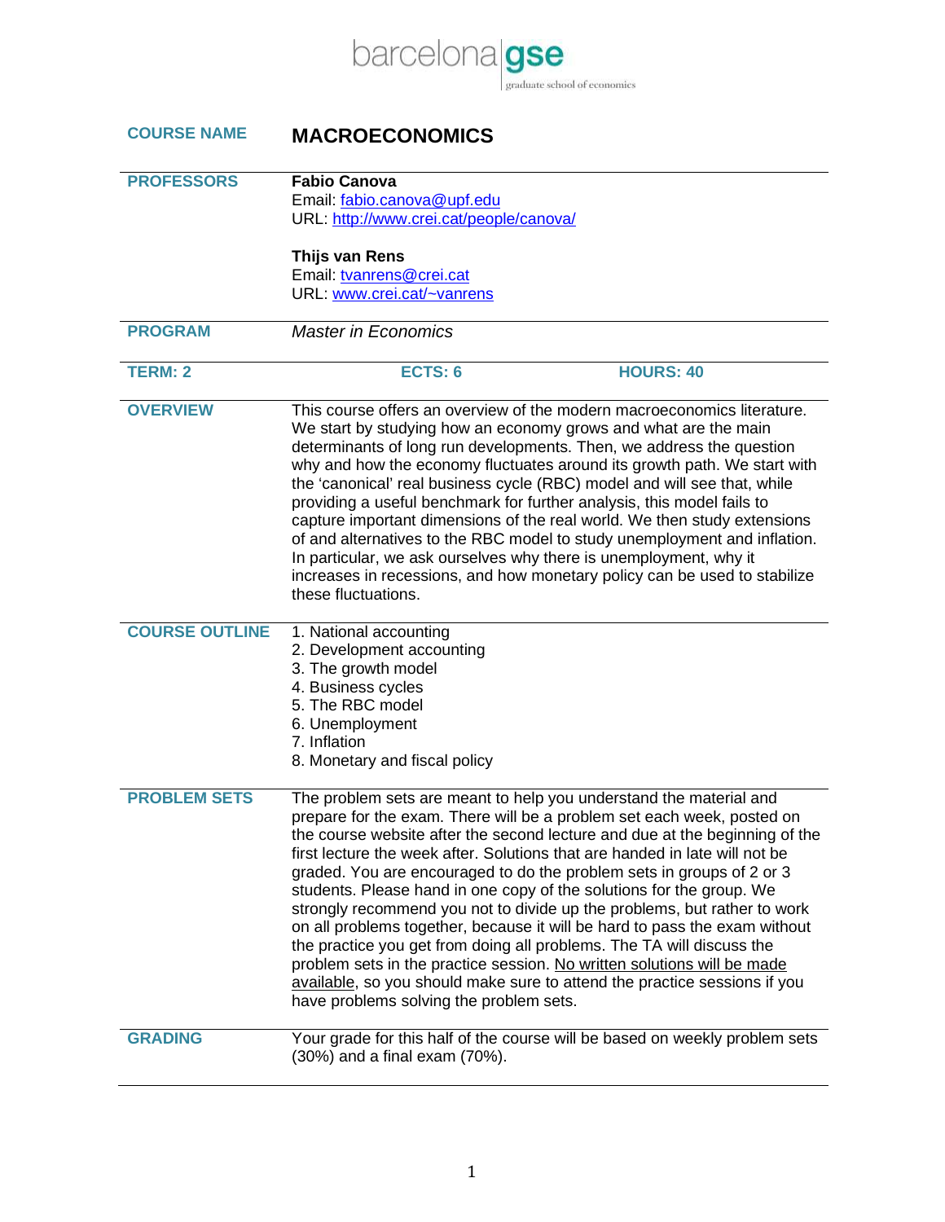barcelona gse
graduate school of economics

**COURSE NAME** | **MACROECONOMICS**

**PROFESSORS**

**Fabio Canova**
Email: fabio.canova@upf.edu
URL: http://www.crei.cat/people/canova/

**Thijs van Rens**
Email: tvanrens@crei.cat
URL: www.crei.cat/~vanrens

**PROGRAM**

*Master in Economics*

**TERM: 2** | **ECTS: 6** | **HOURS: 40**

**OVERVIEW**

This course offers an overview of the modern macroeconomics literature. We start by studying how an economy grows and what are the main determinants of long run developments. Then, we address the question why and how the economy fluctuates around its growth path. We start with the 'canonical' real business cycle (RBC) model and will see that, while providing a useful benchmark for further analysis, this model fails to capture important dimensions of the real world. We then study extensions of and alternatives to the RBC model to study unemployment and inflation. In particular, we ask ourselves why there is unemployment, why it increases in recessions, and how monetary policy can be used to stabilize these fluctuations.

**COURSE OUTLINE**

1. National accounting
2. Development accounting
3. The growth model
4. Business cycles
5. The RBC model
6. Unemployment
7. Inflation
8. Monetary and fiscal policy

**PROBLEM SETS**

The problem sets are meant to help you understand the material and prepare for the exam. There will be a problem set each week, posted on the course website after the second lecture and due at the beginning of the first lecture the week after. Solutions that are handed in late will not be graded. You are encouraged to do the problem sets in groups of 2 or 3 students. Please hand in one copy of the solutions for the group. We strongly recommend you not to divide up the problems, but rather to work on all problems together, because it will be hard to pass the exam without the practice you get from doing all problems. The TA will discuss the problem sets in the practice session. No written solutions will be made available, so you should make sure to attend the practice sessions if you have problems solving the problem sets.

**GRADING**

Your grade for this half of the course will be based on weekly problem sets (30%) and a final exam (70%).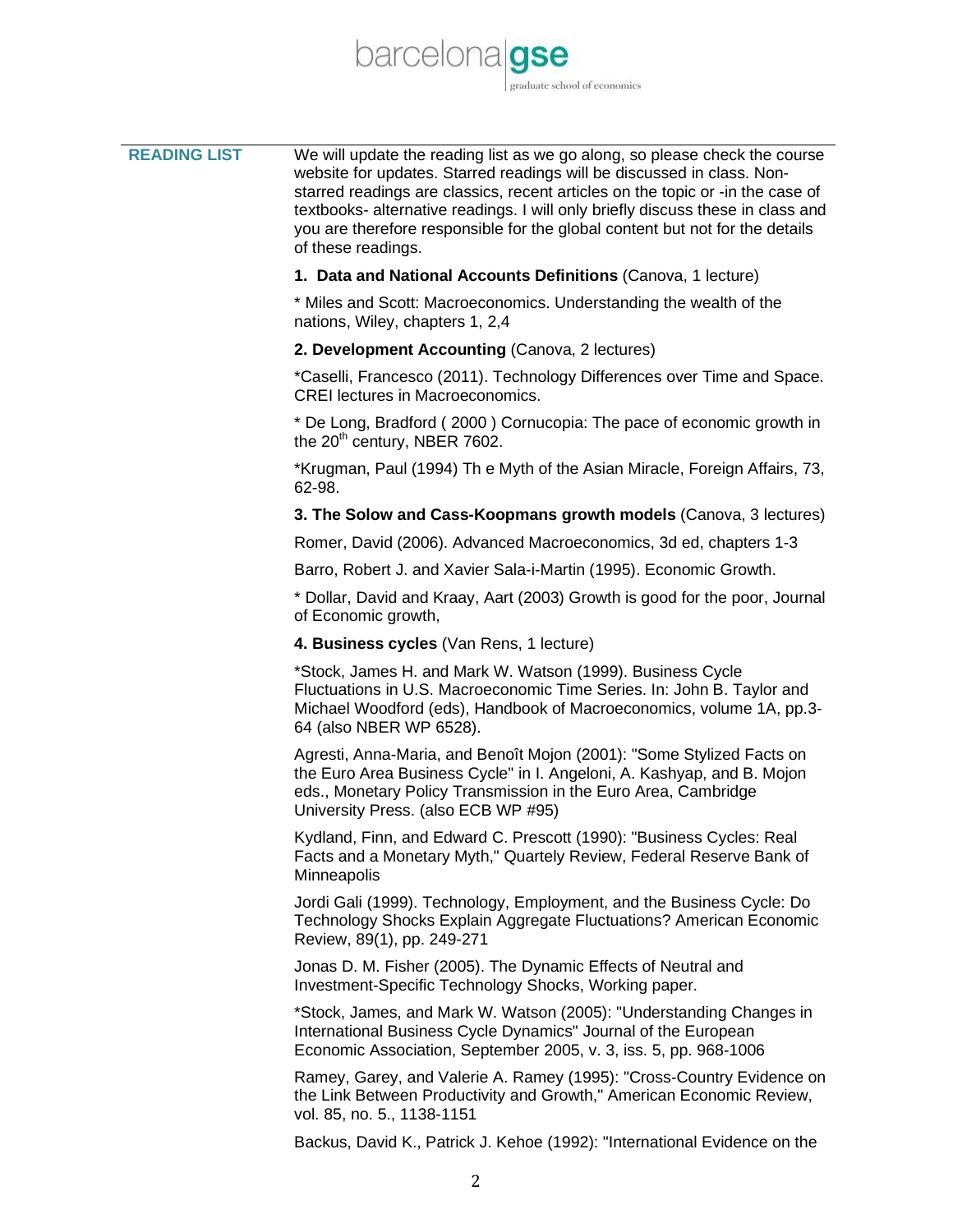**READING LIST**

We will update the reading list as we go along, so please check the course website for updates. Starred readings will be discussed in class. Non-starred readings are classics, recent articles on the topic or -in the case of textbooks- alternative readings. I will only briefly discuss these in class and you are therefore responsible for the global content but not for the details of these readings.

**1. Data and National Accounts Definitions** (Canova, 1 lecture)

* Miles and Scott: Macroeconomics. Understanding the wealth of the nations, Wiley, chapters 1, 2,4

**2. Development Accounting** (Canova, 2 lectures)

*Caselli, Francesco (2011). Technology Differences over Time and Space. CREI lectures in Macroeconomics.

* De Long, Bradford ( 2000 ) Cornucopia: The pace of economic growth in the 20th century, NBER 7602.

*Krugman, Paul (1994) Th e Myth of the Asian Miracle, Foreign Affairs, 73, 62-98.

**3. The Solow and Cass-Koopmans growth models** (Canova, 3 lectures)

Romer, David (2006). Advanced Macroeconomics, 3d ed, chapters 1-3

Barro, Robert J. and Xavier Sala-i-Martin (1995). Economic Growth.

* Dollar, David and Kraay, Aart (2003) Growth is good for the poor, Journal of Economic growth,

**4. Business cycles** (Van Rens, 1 lecture)

*Stock, James H. and Mark W. Watson (1999). Business Cycle Fluctuations in U.S. Macroeconomic Time Series. In: John B. Taylor and Michael Woodford (eds), Handbook of Macroeconomics, volume 1A, pp.3-64 (also NBER WP 6528).

Agresti, Anna-Maria, and Benoît Mojon (2001): "Some Stylized Facts on the Euro Area Business Cycle" in I. Angeloni, A. Kashyap, and B. Mojon eds., Monetary Policy Transmission in the Euro Area, Cambridge University Press. (also ECB WP #95)

Kydland, Finn, and Edward C. Prescott (1990): "Business Cycles: Real Facts and a Monetary Myth," Quartely Review, Federal Reserve Bank of Minneapolis

Jordi Gali (1999). Technology, Employment, and the Business Cycle: Do Technology Shocks Explain Aggregate Fluctuations? American Economic Review, 89(1), pp. 249-271

Jonas D. M. Fisher (2005). The Dynamic Effects of Neutral and Investment-Specific Technology Shocks, Working paper.

*Stock, James, and Mark W. Watson (2005): "Understanding Changes in International Business Cycle Dynamics" Journal of the European Economic Association, September 2005, v. 3, iss. 5, pp. 968-1006

Ramey, Garey, and Valerie A. Ramey (1995): "Cross-Country Evidence on the Link Between Productivity and Growth," American Economic Review, vol. 85, no. 5., 1138-1151

Backus, David K., Patrick J. Kehoe (1992): "International Evidence on the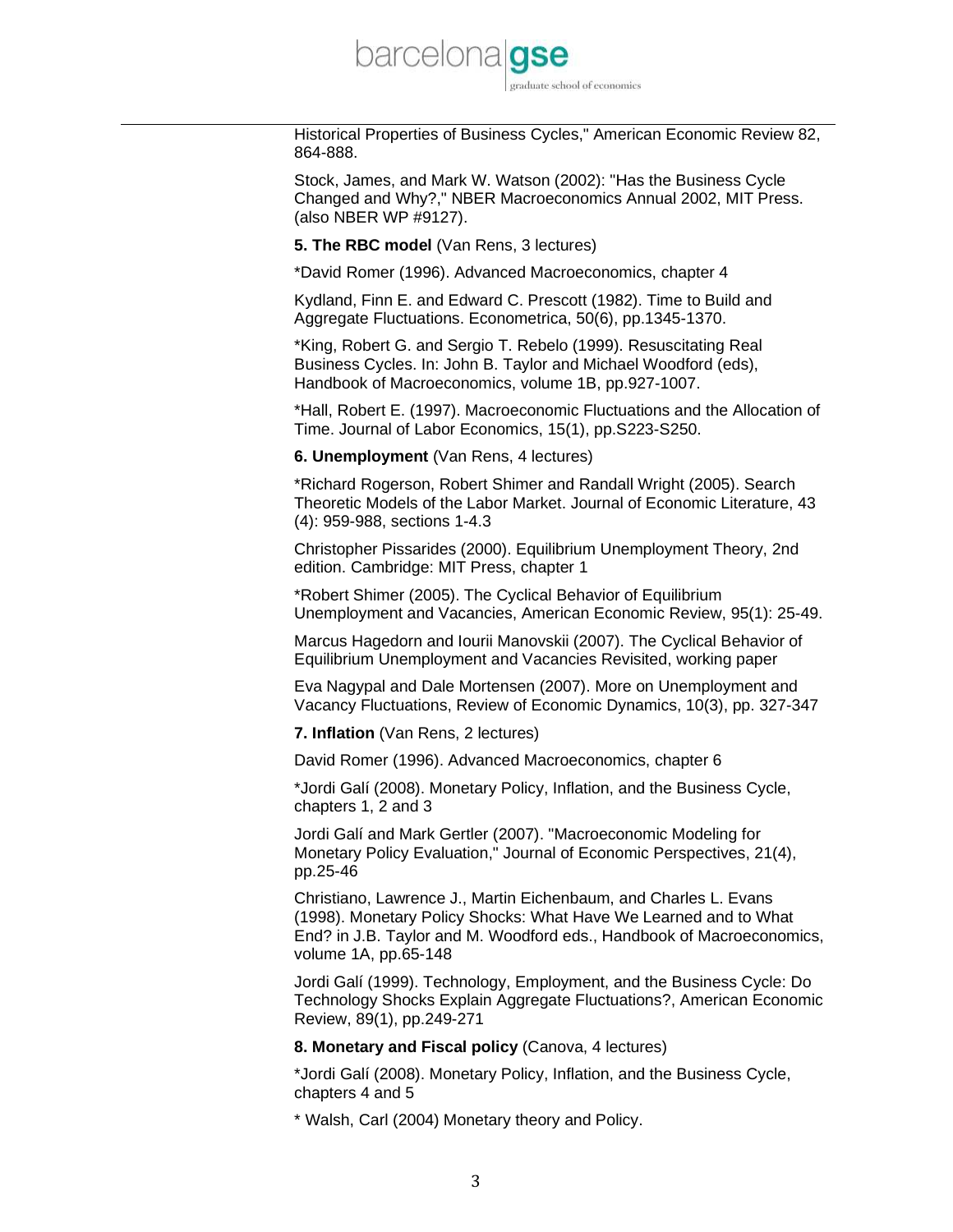Historical Properties of Business Cycles," American Economic Review 82, 864-888.

Stock, James, and Mark W. Watson (2002): "Has the Business Cycle Changed and Why?," NBER Macroeconomics Annual 2002, MIT Press. (also NBER WP #9127).

**5. The RBC model** (Van Rens, 3 lectures)

*David Romer (1996). Advanced Macroeconomics, chapter 4

Kydland, Finn E. and Edward C. Prescott (1982). Time to Build and Aggregate Fluctuations. Econometrica, 50(6), pp.1345-1370.

*King, Robert G. and Sergio T. Rebelo (1999). Resuscitating Real Business Cycles. In: John B. Taylor and Michael Woodford (eds), Handbook of Macroeconomics, volume 1B, pp.927-1007.

*Hall, Robert E. (1997). Macroeconomic Fluctuations and the Allocation of Time. Journal of Labor Economics, 15(1), pp.S223-S250.

**6. Unemployment** (Van Rens, 4 lectures)

*Richard Rogerson, Robert Shimer and Randall Wright (2005). Search Theoretic Models of the Labor Market. Journal of Economic Literature, 43 (4): 959-988, sections 1-4.3

Christopher Pissarides (2000). Equilibrium Unemployment Theory, 2nd edition. Cambridge: MIT Press, chapter 1

*Robert Shimer (2005). The Cyclical Behavior of Equilibrium Unemployment and Vacancies, American Economic Review, 95(1): 25-49.

Marcus Hagedorn and Iourii Manovskii (2007). The Cyclical Behavior of Equilibrium Unemployment and Vacancies Revisited, working paper

Eva Nagypal and Dale Mortensen (2007). More on Unemployment and Vacancy Fluctuations, Review of Economic Dynamics, 10(3), pp. 327-347

**7. Inflation** (Van Rens, 2 lectures)

David Romer (1996). Advanced Macroeconomics, chapter 6

*Jordi Galí (2008). Monetary Policy, Inflation, and the Business Cycle, chapters 1, 2 and 3

Jordi Galí and Mark Gertler (2007). "Macroeconomic Modeling for Monetary Policy Evaluation," Journal of Economic Perspectives, 21(4), pp.25-46

Christiano, Lawrence J., Martin Eichenbaum, and Charles L. Evans (1998). Monetary Policy Shocks: What Have We Learned and to What End? in J.B. Taylor and M. Woodford eds., Handbook of Macroeconomics, volume 1A, pp.65-148

Jordi Galí (1999). Technology, Employment, and the Business Cycle: Do Technology Shocks Explain Aggregate Fluctuations?, American Economic Review, 89(1), pp.249-271

**8. Monetary and Fiscal policy** (Canova, 4 lectures)

*Jordi Galí (2008). Monetary Policy, Inflation, and the Business Cycle, chapters 4 and 5

* Walsh, Carl (2004) Monetary theory and Policy.